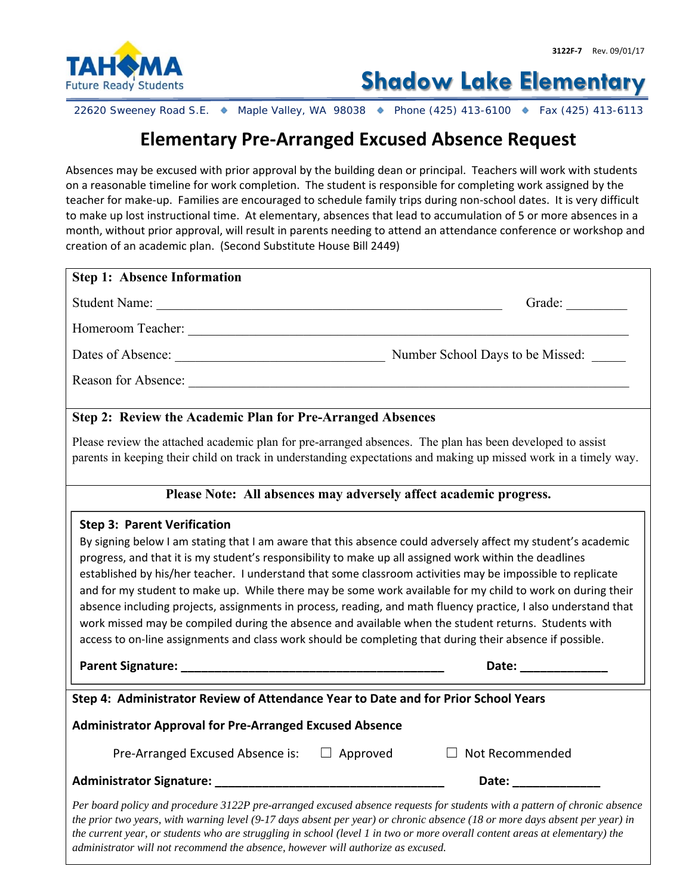3122F-7 Rev. 09/01/17

TAHOMA Future Ready Students

# Shadow Lake Elementary

22620 Sweeney Road S.E. ◆ Maple Valley, WA 98038 ◆ Phone (425) 413-6100 ◆ Fax (425) 413-6113

## Elementary Pre-Arranged Excused Absence Request

Absences may be excused with prior approval by the building dean or principal. Teachers will work with students on a reasonable timeline for work completion. The student is responsible for completing work assigned by the teacher for make-up. Families are encouraged to schedule family trips during non-school dates. It is very difficult to make up lost instructional time. At elementary, absences that lead to accumulation of 5 or more absences in a month, without prior approval, will result in parents needing to attend an attendance conference or workshop and creation of an academic plan. (Second Substitute House Bill 2449)

### Step 1: Absence Information

Student Name: ______________________________________________________ Grade: _________

Homeroom Teacher: ______________________________________________________________________

Dates of Absence: _________________________________ Number School Days to be Missed: _____

Reason for Absence: ______________________________________________________________________

### Step 2: Review the Academic Plan for Pre-Arranged Absences

Please review the attached academic plan for pre-arranged absences. The plan has been developed to assist parents in keeping their child on track in understanding expectations and making up missed work in a timely way.

**Please Note: All absences may adversely affect academic progress.**

### Step 3: Parent Verification

By signing below I am stating that I am aware that this absence could adversely affect my student's academic progress, and that it is my student's responsibility to make up all assigned work within the deadlines established by his/her teacher. I understand that some classroom activities may be impossible to replicate and for my student to make up. While there may be some work available for my child to work on during their absence including projects, assignments in process, reading, and math fluency practice, I also understand that work missed may be compiled during the absence and available when the student returns. Students with access to on-line assignments and class work should be completing that during their absence if possible.

**Parent Signature: ________________________________________** **Date: _____________**

### Step 4: Administrator Review of Attendance Year to Date and for Prior School Years

**Administrator Approval for Pre-Arranged Excused Absence**

Pre-Arranged Excused Absence is: ☐ Approved ☐ Not Recommended

**Administrator Signature: ___________________________________** **Date: _____________**

*Per board policy and procedure 3122P pre-arranged excused absence requests for students with a pattern of chronic absence the prior two years, with warning level (9-17 days absent per year) or chronic absence (18 or more days absent per year) in the current year, or students who are struggling in school (level 1 in two or more overall content areas at elementary) the administrator will not recommend the absence, however will authorize as excused.*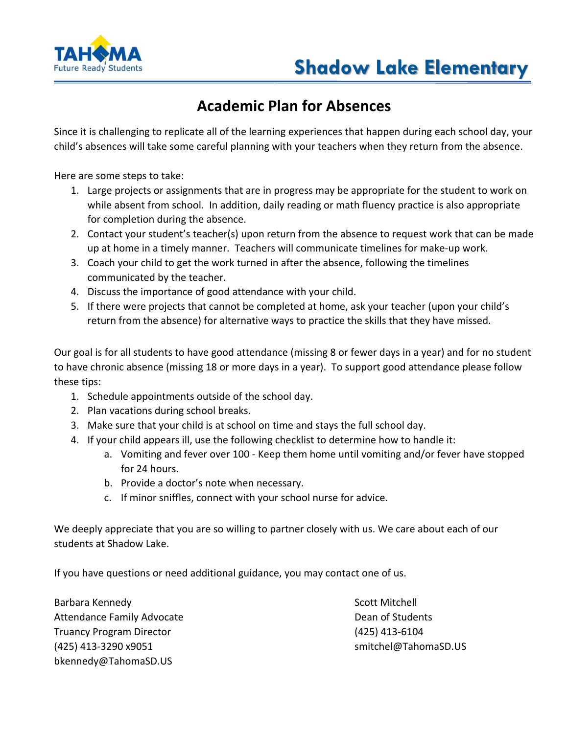TAHOMA
Future Ready Students

**Shadow Lake Elementary**

# Academic Plan for Absences

Since it is challenging to replicate all of the learning experiences that happen during each school day, your child's absences will take some careful planning with your teachers when they return from the absence.

Here are some steps to take:

1. Large projects or assignments that are in progress may be appropriate for the student to work on while absent from school. In addition, daily reading or math fluency practice is also appropriate for completion during the absence.
2. Contact your student's teacher(s) upon return from the absence to request work that can be made up at home in a timely manner. Teachers will communicate timelines for make-up work.
3. Coach your child to get the work turned in after the absence, following the timelines communicated by the teacher.
4. Discuss the importance of good attendance with your child.
5. If there were projects that cannot be completed at home, ask your teacher (upon your child's return from the absence) for alternative ways to practice the skills that they have missed.

Our goal is for all students to have good attendance (missing 8 or fewer days in a year) and for no student to have chronic absence (missing 18 or more days in a year). To support good attendance please follow these tips:

1. Schedule appointments outside of the school day.
2. Plan vacations during school breaks.
3. Make sure that your child is at school on time and stays the full school day.
4. If your child appears ill, use the following checklist to determine how to handle it:
   a. Vomiting and fever over 100 - Keep them home until vomiting and/or fever have stopped for 24 hours.
   b. Provide a doctor's note when necessary.
   c. If minor sniffles, connect with your school nurse for advice.

We deeply appreciate that you are so willing to partner closely with us. We care about each of our students at Shadow Lake.

If you have questions or need additional guidance, you may contact one of us.

Barbara Kennedy
Attendance Family Advocate
Truancy Program Director
(425) 413-3290 x9051
bkennedy@TahomaSD.US

Scott Mitchell
Dean of Students
(425) 413-6104
smitchel@TahomaSD.US